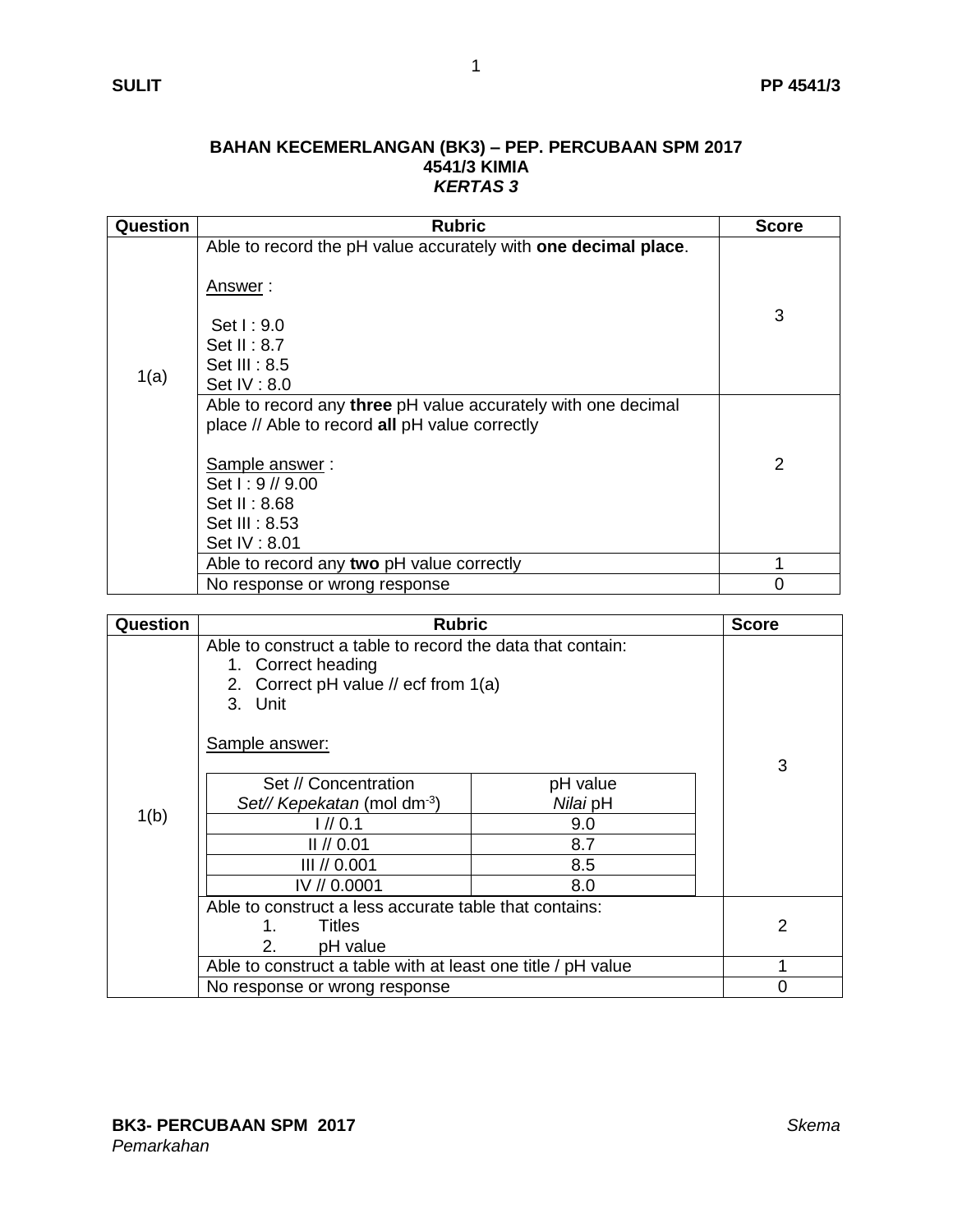**BAHAN KECEMERLANGAN (BK3) – PEP. PERCUBAAN SPM 2017**
**4541/3 KIMIA**
***KERTAS 3***

| Question | Rubric | Score |
|---|---|---|
| 1(a) | Able to record the pH value accurately with **one decimal place**.<br><br>Answer :<br><br>Set I : 9.0<br>Set II : 8.7<br>Set III : 8.5<br>Set IV : 8.0 | 3 |
| | Able to record any **three** pH value accurately with one decimal place // Able to record **all** pH value correctly<br><br>Sample answer :<br>Set I : 9 // 9.00<br>Set II : 8.68<br>Set III : 8.53<br>Set IV : 8.01 | 2 |
| | Able to record any **two** pH value correctly | 1 |
| | No response or wrong response | 0 |

| Question | Rubric | Score |
|---|---|---|
| 1(b) | Able to construct a table to record the data that contain:<br>1. Correct heading<br>2. Correct pH value // ecf from 1(a)<br>3. Unit<br><br>Sample answer:<br><br>(see table below) | 3 |
| | Able to construct a less accurate table that contains:<br>1. Titles<br>2. pH value | 2 |
| | Able to construct a table with at least one title / pH value | 1 |
| | No response or wrong response | 0 |

Sample answer table for 1(b):

| Set // Concentration<br>*Set// Kepekatan* (mol $dm^{-3}$) | pH value<br>*Nilai* pH |
|---|---|
| I // 0.1 | 9.0 |
| II // 0.01 | 8.7 |
| III // 0.001 | 8.5 |
| IV // 0.0001 | 8.0 |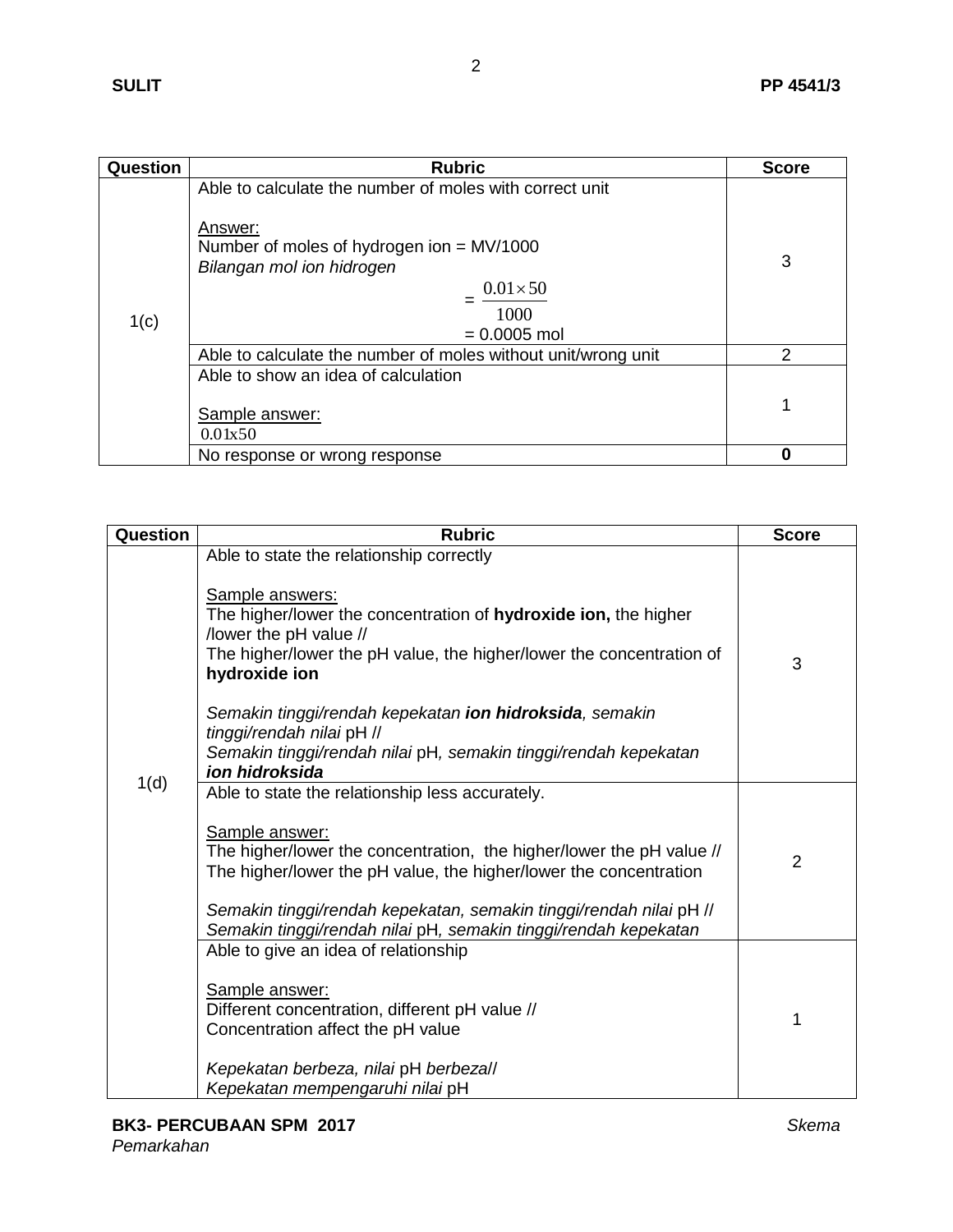| Question | Rubric | Score |
|---|---|---|
| 1(c) | Able to calculate the number of moles with correct unit<br><br>Answer:<br>Number of moles of hydrogen ion = MV/1000<br>*Bilangan mol ion hidrogen*<br>$= \frac{0.01 \times 50}{1000}$<br>= 0.0005 mol | 3 |
| | Able to calculate the number of moles without unit/wrong unit | 2 |
| | Able to show an idea of calculation<br><br>Sample answer:<br>$0.01 \times 50$ | 1 |
| | No response or wrong response | **0** |

| Question | Rubric | Score |
|---|---|---|
| 1(d) | Able to state the relationship correctly<br><br>Sample answers:<br>The higher/lower the concentration of **hydroxide ion,** the higher /lower the pH value //<br>The higher/lower the pH value, the higher/lower the concentration of **hydroxide ion**<br><br>*Semakin tinggi/rendah kepekatan **ion hidroksida**, semakin tinggi/rendah nilai* pH //<br>*Semakin tinggi/rendah nilai* pH*, semakin tinggi/rendah kepekatan **ion hidroksida*** | 3 |
| | Able to state the relationship less accurately.<br><br>Sample answer:<br>The higher/lower the concentration, the higher/lower the pH value //<br>The higher/lower the pH value, the higher/lower the concentration<br><br>*Semakin tinggi/rendah kepekatan, semakin tinggi/rendah nilai* pH //<br>*Semakin tinggi/rendah nilai* pH*, semakin tinggi/rendah kepekatan* | 2 |
| | Able to give an idea of relationship<br><br>Sample answer:<br>Different concentration, different pH value //<br>Concentration affect the pH value<br><br>*Kepekatan berbeza, nilai* pH *berbeza*//<br>*Kepekatan mempengaruhi nilai* pH | 1 |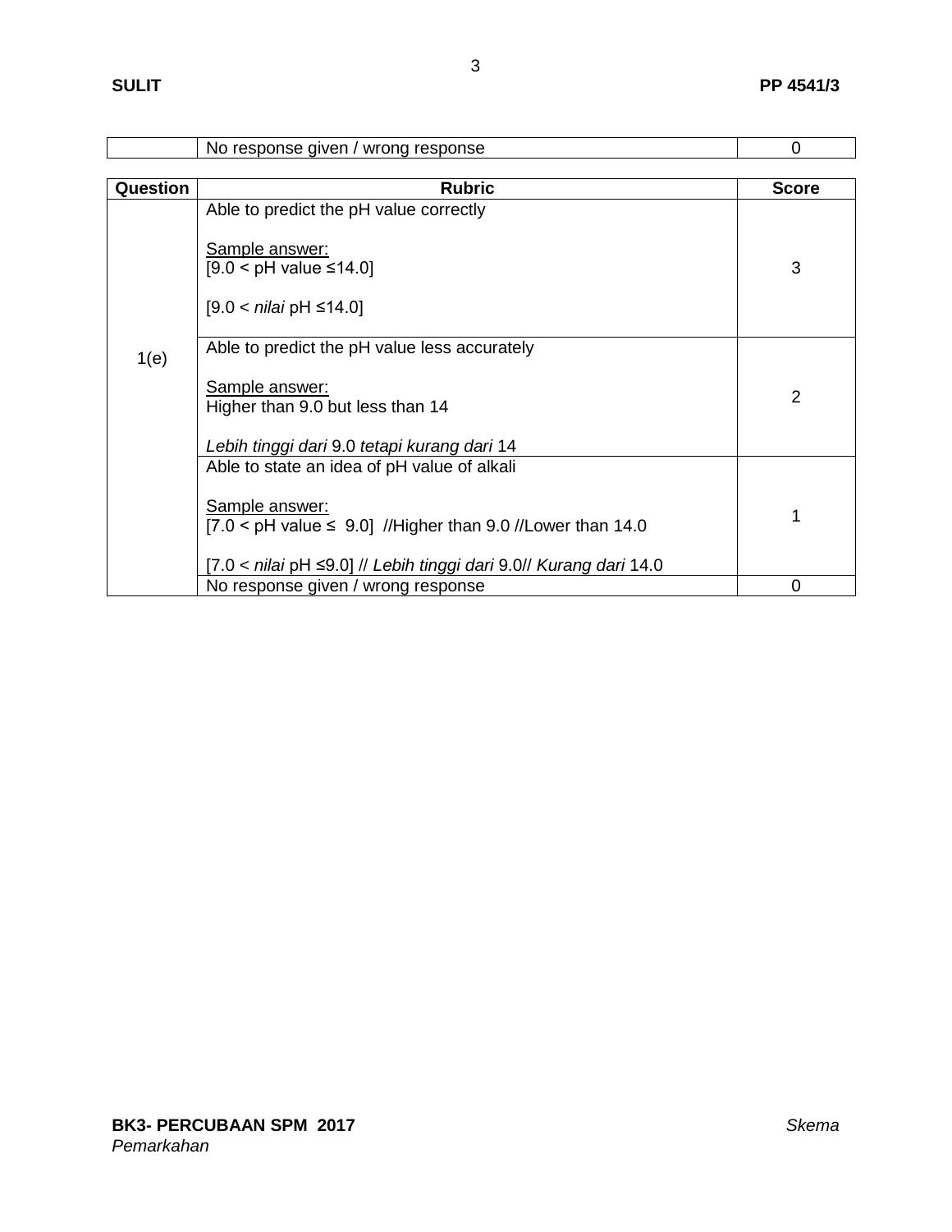| | No response given / wrong response | 0 |
|---|---|---|

| Question | Rubric | Score |
|---|---|---|
| 1(e) | Able to predict the pH value correctly<br><br><u>Sample answer:</u><br>[9.0 < pH value ≤14.0]<br><br>[9.0 < *nilai* pH ≤14.0] | 3 |
| | Able to predict the pH value less accurately<br><br><u>Sample answer:</u><br>Higher than 9.0 but less than 14<br><br>*Lebih tinggi dari* 9.0 *tetapi kurang dari* 14 | 2 |
| | Able to state an idea of pH value of alkali<br><br><u>Sample answer:</u><br>[7.0 < pH value ≤ 9.0] //Higher than 9.0 //Lower than 14.0<br><br>[7.0 < *nilai* pH ≤9.0] // *Lebih tinggi dari* 9.0// *Kurang dari* 14.0 | 1 |
| | No response given / wrong response | 0 |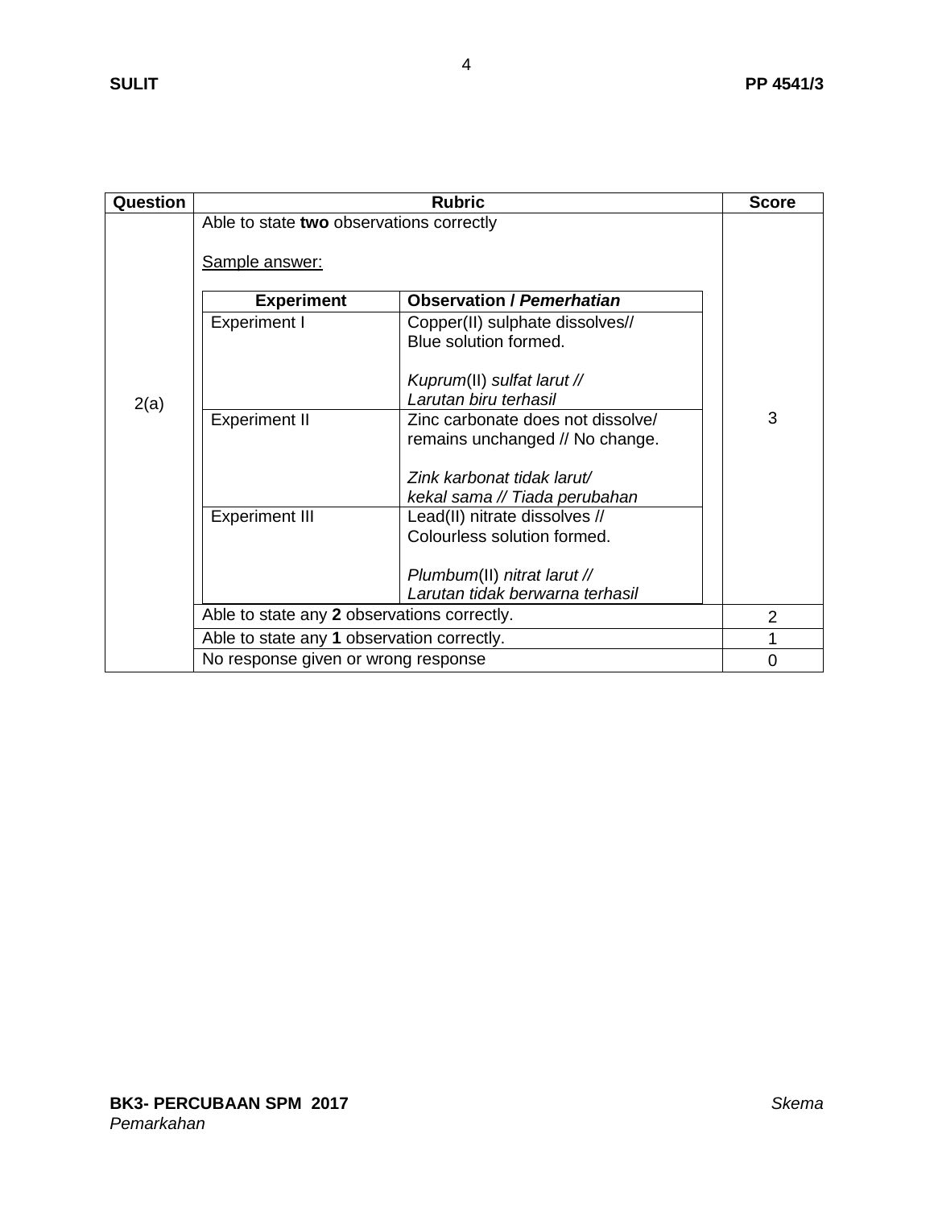| Question | Rubric | Score |
|---|---|---|
| 2(a) | Able to state **two** observations correctly<br><br>Sample answer:<br><br>**Experiment** / **Observation / *Pemerhatian***<br><br>Experiment I: Copper(II) sulphate dissolves// Blue solution formed.<br>*Kuprum*(II) *sulfat larut // Larutan biru terhasil*<br><br>Experiment II: Zinc carbonate does not dissolve/ remains unchanged // No change.<br>*Zink karbonat tidak larut/ kekal sama // Tiada perubahan*<br><br>Experiment III: Lead(II) nitrate dissolves // Colourless solution formed.<br>*Plumbum*(II) *nitrat larut // Larutan tidak berwarna terhasil* | 3 |
| | Able to state any **2** observations correctly. | 2 |
| | Able to state any **1** observation correctly. | 1 |
| | No response given or wrong response | 0 |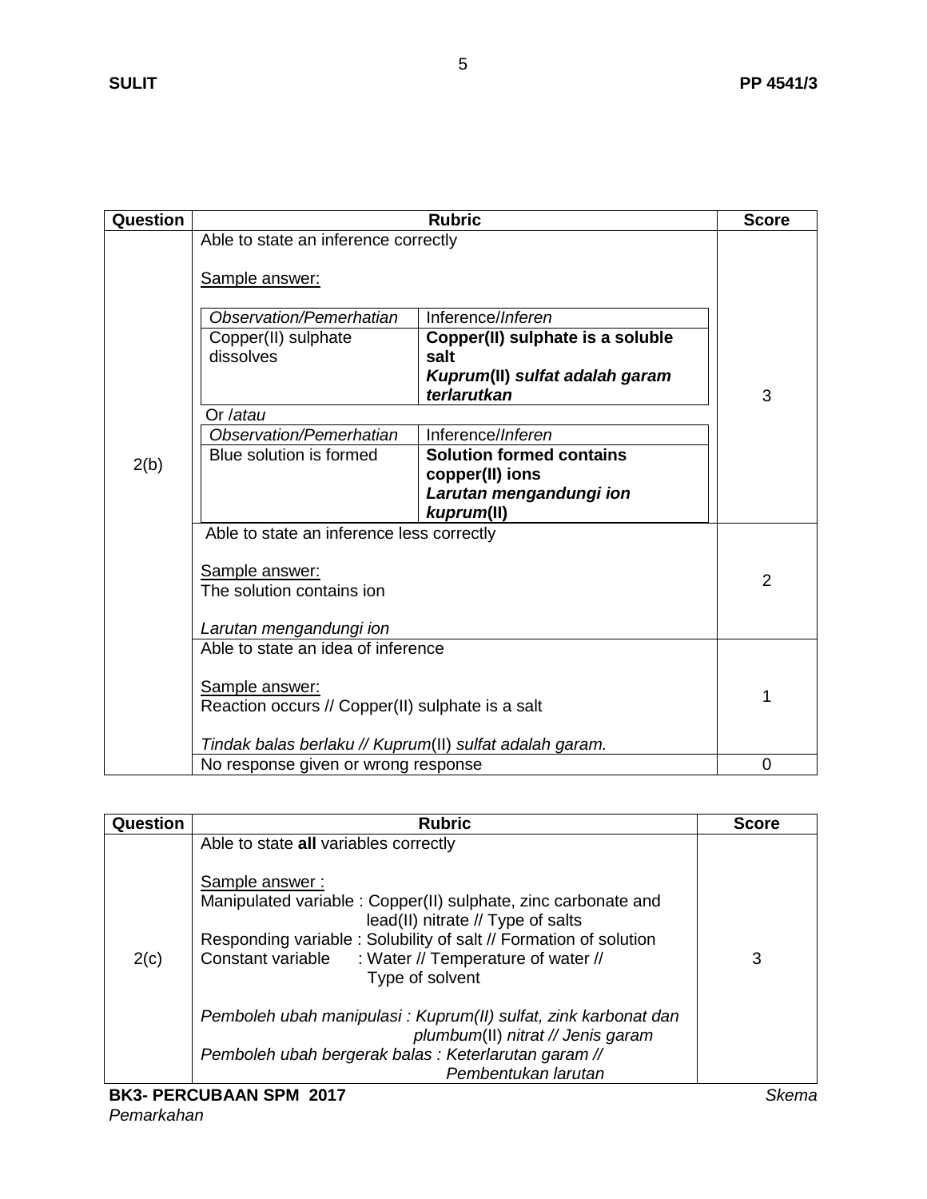| Question | Rubric | Score |
| --- | --- | --- |
| 2(b) | Able to state an inference correctly<br><br><u>Sample answer:</u><br><br>*Observation/Pemerhatian* \| Inference/*Inferen*<br>Copper(II) sulphate dissolves \| **Copper(II) sulphate is a soluble salt** ***Kuprum*(II) *sulfat adalah garam terlarutkan***<br><br>Or /*atau*<br><br>*Observation/Pemerhatian* \| Inference/*Inferen*<br>Blue solution is formed \| **Solution formed contains copper(II) ions** ***Larutan mengandungi ion kuprum*(II)** | 3 |
| | Able to state an inference less correctly<br><br><u>Sample answer:</u><br>The solution contains ion<br><br>*Larutan mengandungi ion* | 2 |
| | Able to state an idea of inference<br><br><u>Sample answer:</u><br>Reaction occurs // Copper(II) sulphate is a salt<br><br>*Tindak balas berlaku // Kuprum*(II) *sulfat adalah garam.* | 1 |
| | No response given or wrong response | 0 |

| Question | Rubric | Score |
| --- | --- | --- |
| 2(c) | Able to state **all** variables correctly<br><br><u>Sample answer :</u><br>Manipulated variable : Copper(II) sulphate, zinc carbonate and lead(II) nitrate // Type of salts<br>Responding variable : Solubility of salt // Formation of solution<br>Constant variable : Water // Temperature of water // Type of solvent<br><br>*Pemboleh ubah manipulasi : Kuprum(II) sulfat, zink karbonat dan plumbum*(II) *nitrat // Jenis garam*<br>*Pemboleh ubah bergerak balas : Keterlarutan garam // Pembentukan larutan* | 3 |

**BK3- PERCUBAAN SPM 2017** *Skema Pemarkahan*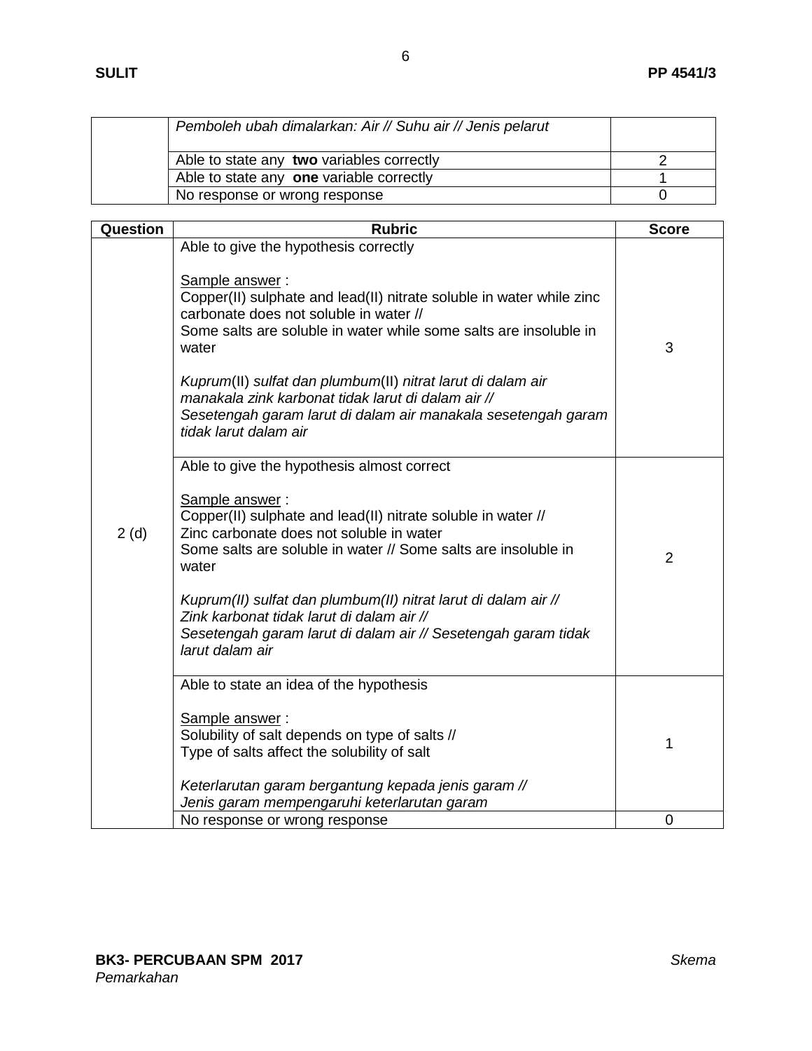| | | |
|---|---|---|
| | *Pemboleh ubah dimalarkan: Air // Suhu air // Jenis pelarut* | |
| | Able to state any **two** variables correctly | 2 |
| | Able to state any **one** variable correctly | 1 |
| | No response or wrong response | 0 |

| Question | Rubric | Score |
|---|---|---|
| 2 (d) | Able to give the hypothesis correctly<br><br>Sample answer :<br>Copper(II) sulphate and lead(II) nitrate soluble in water while zinc carbonate does not soluble in water //<br>Some salts are soluble in water while some salts are insoluble in water<br><br>*Kuprum(II) sulfat dan plumbum(II) nitrat larut di dalam air manakala zink karbonat tidak larut di dalam air //*<br>*Sesetengah garam larut di dalam air manakala sesetengah garam tidak larut dalam air* | 3 |
| | Able to give the hypothesis almost correct<br><br>Sample answer :<br>Copper(II) sulphate and lead(II) nitrate soluble in water //<br>Zinc carbonate does not soluble in water<br>Some salts are soluble in water // Some salts are insoluble in water<br><br>*Kuprum(II) sulfat dan plumbum(II) nitrat larut di dalam air //*<br>*Zink karbonat tidak larut di dalam air //*<br>*Sesetengah garam larut di dalam air // Sesetengah garam tidak larut dalam air* | 2 |
| | Able to state an idea of the hypothesis<br><br>Sample answer :<br>Solubility of salt depends on type of salts //<br>Type of salts affect the solubility of salt<br><br>*Keterlarutan garam bergantung kepada jenis garam //*<br>*Jenis garam mempengaruhi keterlarutan garam* | 1 |
| | No response or wrong response | 0 |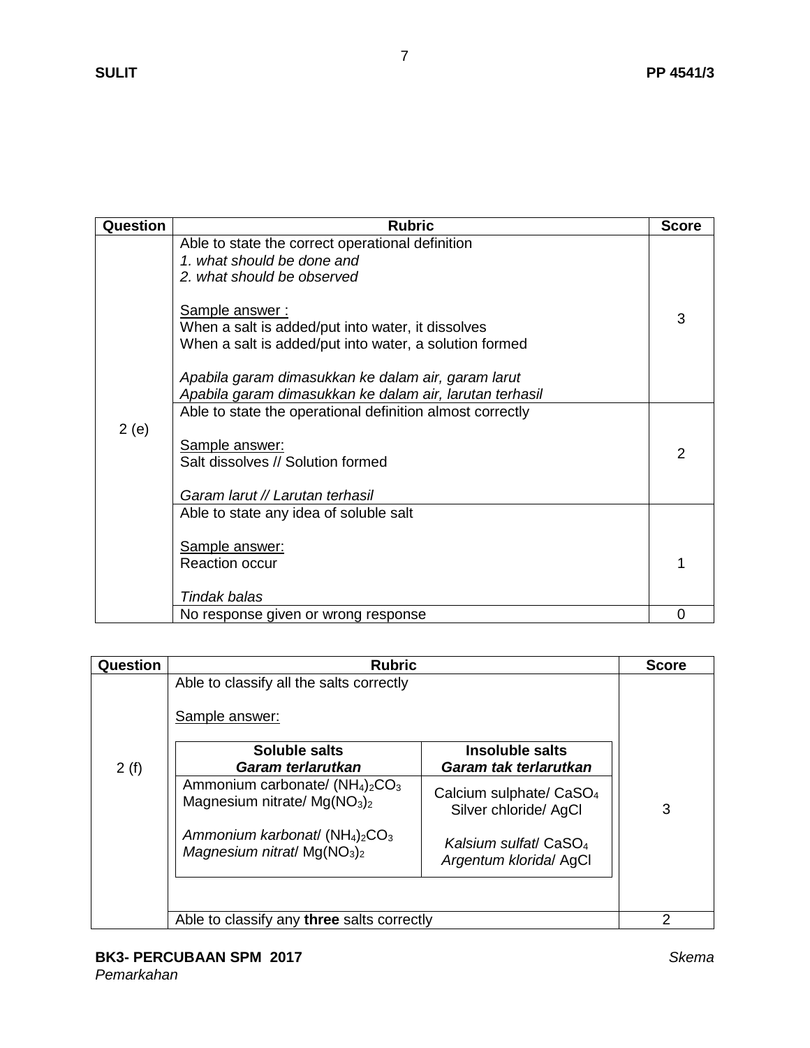| Question | Rubric | Score |
|---|---|---|
| 2 (e) | Able to state the correct operational definition<br>*1. what should be done and*<br>*2. what should be observed*<br><br><u>Sample answer :</u><br>When a salt is added/put into water, it dissolves<br>When a salt is added/put into water, a solution formed<br><br>*Apabila garam dimasukkan ke dalam air, garam larut*<br>*Apabila garam dimasukkan ke dalam air, larutan terhasil* | 3 |
| | Able to state the operational definition almost correctly<br><br><u>Sample answer:</u><br>Salt dissolves // Solution formed<br><br>*Garam larut // Larutan terhasil* | 2 |
| | Able to state any idea of soluble salt<br><br><u>Sample answer:</u><br>Reaction occur<br><br>*Tindak balas* | 1 |
| | No response given or wrong response | 0 |

| Question | Rubric | Score |
|---|---|---|
| 2 (f) | Able to classify all the salts correctly<br><br><u>Sample answer:</u><br><br>**Soluble salts** / ***Garam terlarutkan***: Ammonium carbonate/ $(NH_4)_2CO_3$; Magnesium nitrate/ $Mg(NO_3)_2$; *Ammonium karbonat*/ $(NH_4)_2CO_3$; *Magnesium nitrat*/ $Mg(NO_3)_2$<br><br>**Insoluble salts** / ***Garam tak terlarutkan***: Calcium sulphate/ $CaSO_4$; Silver chloride/ AgCl; *Kalsium sulfat*/ $CaSO_4$; *Argentum klorida*/ AgCl | 3 |
| | Able to classify any **three** salts correctly | 2 |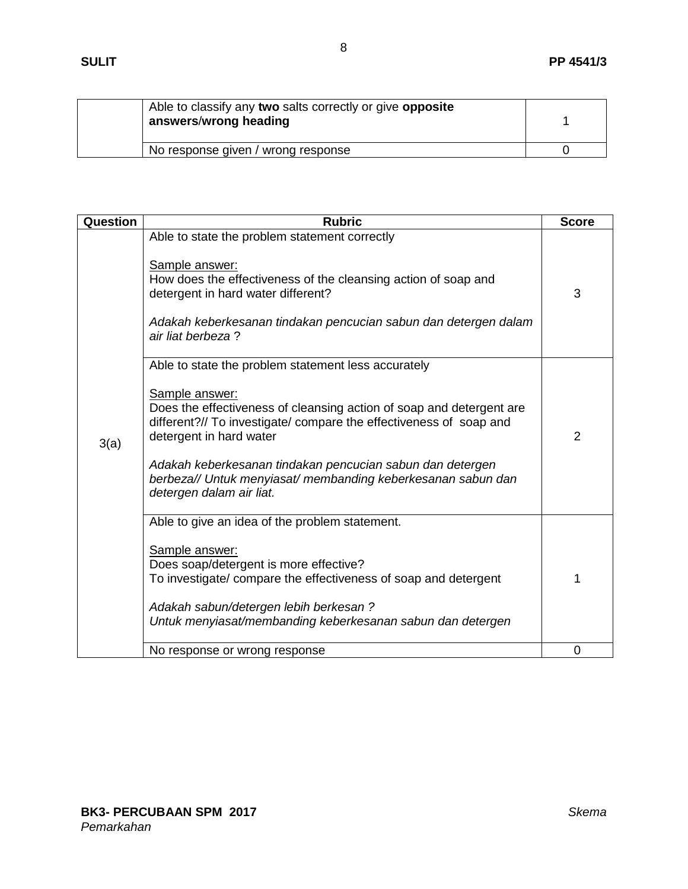| | | |
|---|---|---|
| | Able to classify any **two** salts correctly or give **opposite answers**/**wrong heading** | 1 |
| | No response given / wrong response | 0 |

| Question | Rubric | Score |
|---|---|---|
| 3(a) | Able to state the problem statement correctly<br><br>Sample answer:<br>How does the effectiveness of the cleansing action of soap and detergent in hard water different?<br><br>*Adakah keberkesanan tindakan pencucian sabun dan detergen dalam air liat berbeza* ? | 3 |
| | Able to state the problem statement less accurately<br><br>Sample answer:<br>Does the effectiveness of cleansing action of soap and detergent are different?// To investigate/ compare the effectiveness of soap and detergent in hard water<br><br>*Adakah keberkesanan tindakan pencucian sabun dan detergen berbeza// Untuk menyiasat/ membanding keberkesanan sabun dan detergen dalam air liat.* | 2 |
| | Able to give an idea of the problem statement.<br><br>Sample answer:<br>Does soap/detergent is more effective?<br>To investigate/ compare the effectiveness of soap and detergent<br><br>*Adakah sabun/detergen lebih berkesan ?*<br>*Untuk menyiasat/membanding keberkesanan sabun dan detergen* | 1 |
| | No response or wrong response | 0 |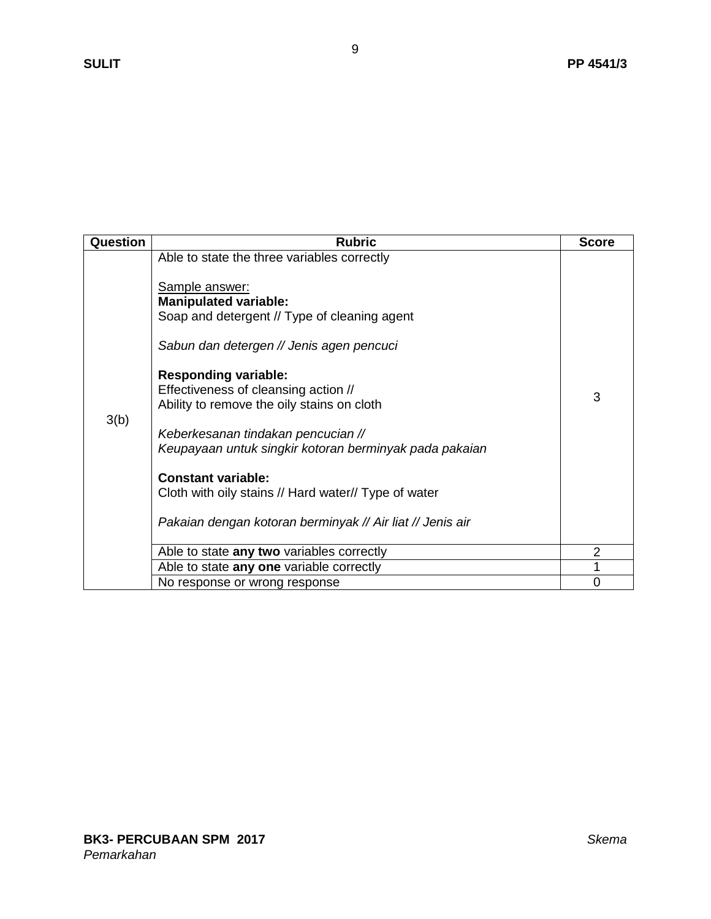| Question | Rubric | Score |
|---|---|---|
| 3(b) | Able to state the three variables correctly<br><br><u>Sample answer:</u><br>**Manipulated variable:**<br>Soap and detergent // Type of cleaning agent<br><br>*Sabun dan detergen // Jenis agen pencuci*<br><br>**Responding variable:**<br>Effectiveness of cleansing action //<br>Ability to remove the oily stains on cloth<br><br>*Keberkesanan tindakan pencucian //*<br>*Keupayaan untuk singkir kotoran berminyak pada pakaian*<br><br>**Constant variable:**<br>Cloth with oily stains // Hard water// Type of water<br><br>*Pakaian dengan kotoran berminyak // Air liat // Jenis air* | 3 |
| | Able to state **any two** variables correctly | 2 |
| | Able to state **any one** variable correctly | 1 |
| | No response or wrong response | 0 |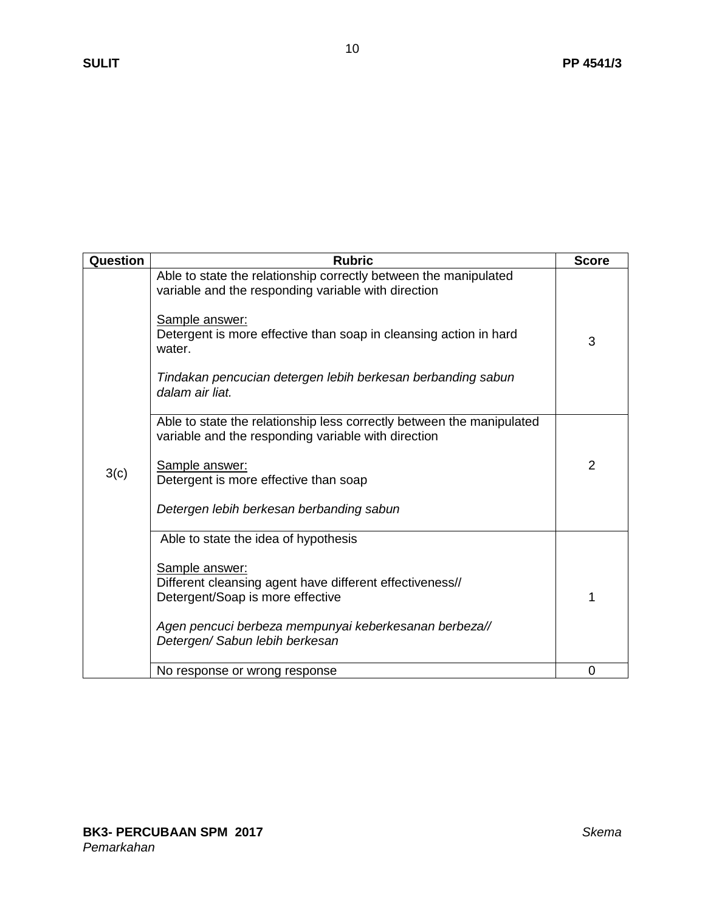| Question | Rubric | Score |
|---|---|---|
| 3(c) | Able to state the relationship correctly between the manipulated variable and the responding variable with direction<br><br><u>Sample answer:</u><br>Detergent is more effective than soap in cleansing action in hard water.<br><br>*Tindakan pencucian detergen lebih berkesan berbanding sabun dalam air liat.* | 3 |
| | Able to state the relationship less correctly between the manipulated variable and the responding variable with direction<br><br><u>Sample answer:</u><br>Detergent is more effective than soap<br><br>*Detergen lebih berkesan berbanding sabun* | 2 |
| | Able to state the idea of hypothesis<br><br><u>Sample answer:</u><br>Different cleansing agent have different effectiveness//<br>Detergent/Soap is more effective<br><br>*Agen pencuci berbeza mempunyai keberkesanan berbeza//*<br>*Detergen/ Sabun lebih berkesan* | 1 |
| | No response or wrong response | 0 |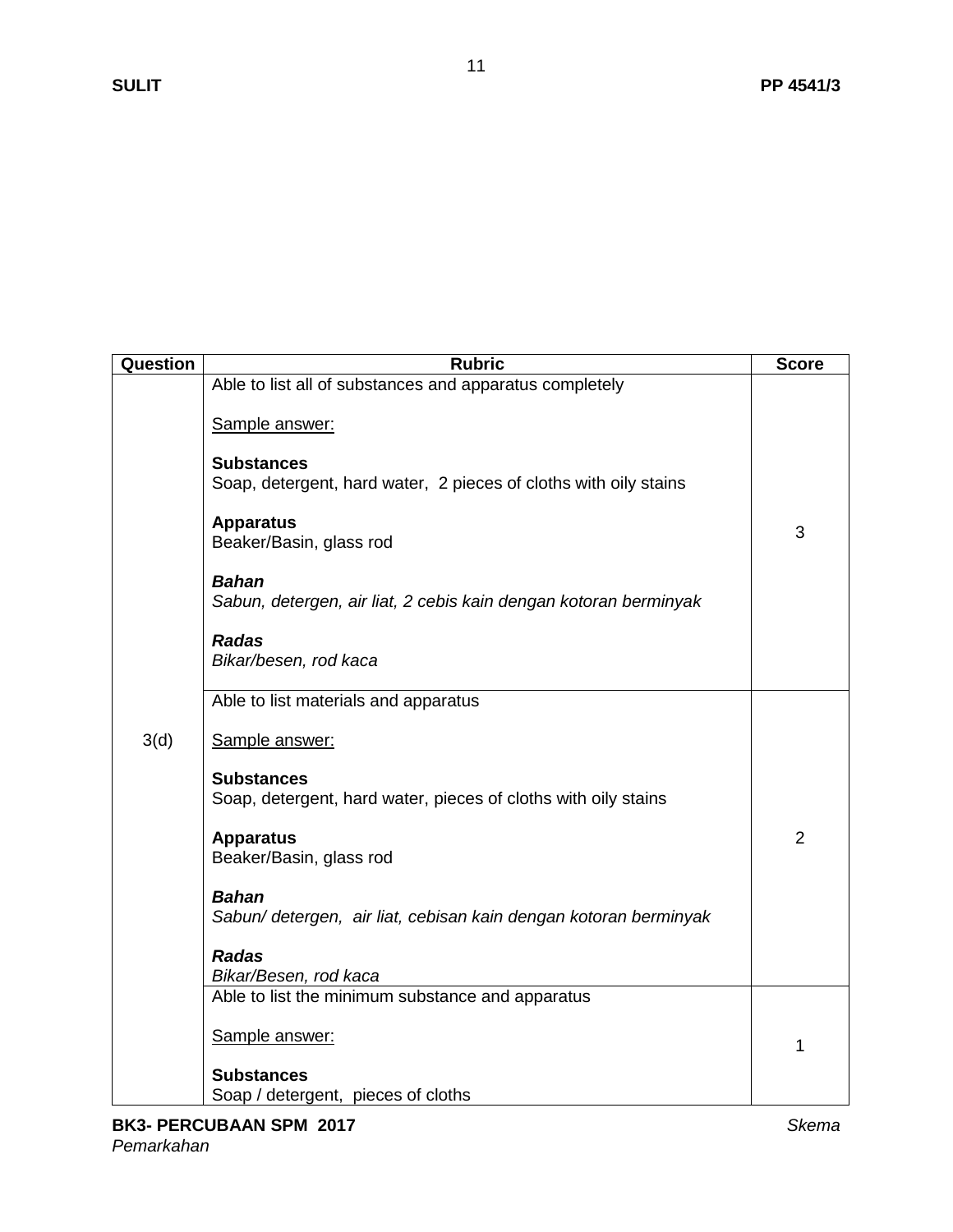| Question | Rubric | Score |
|---|---|---|
| 3(d) | Able to list all of substances and apparatus completely<br><br><u>Sample answer:</u><br><br>**Substances**<br>Soap, detergent, hard water, 2 pieces of cloths with oily stains<br><br>**Apparatus**<br>Beaker/Basin, glass rod<br><br>***Bahan***<br>*Sabun, detergen, air liat, 2 cebis kain dengan kotoran berminyak*<br><br>***Radas***<br>*Bikar/besen, rod kaca* | 3 |
| | Able to list materials and apparatus<br><br><u>Sample answer:</u><br><br>**Substances**<br>Soap, detergent, hard water, pieces of cloths with oily stains<br><br>**Apparatus**<br>Beaker/Basin, glass rod<br><br>***Bahan***<br>*Sabun/ detergen, air liat, cebisan kain dengan kotoran berminyak*<br><br>***Radas***<br>*Bikar/Besen, rod kaca* | 2 |
| | Able to list the minimum substance and apparatus<br><br><u>Sample answer:</u><br><br>**Substances**<br>Soap / detergent, pieces of cloths | 1 |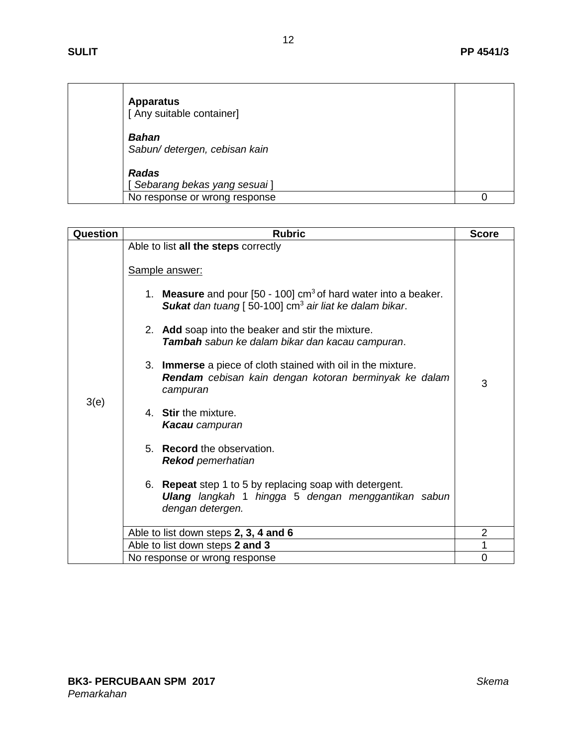| | | |
|---|---|---|
| | **Apparatus**<br>[ Any suitable container]<br><br>***Bahan***<br>*Sabun/ detergen, cebisan kain*<br><br>***Radas***<br>[ *Sebarang bekas yang sesuai* ] | |
| | No response or wrong response | 0 |

| Question | Rubric | Score |
|---|---|---|
| 3(e) | Able to list **all the steps** correctly<br><br>Sample answer:<br><br>1. **Measure** and pour [50 - 100] $cm^3$ of hard water into a beaker.<br>***Sukat*** *dan tuang* [ 50-100] $cm^3$ *air liat ke dalam bikar*.<br><br>2. **Add** soap into the beaker and stir the mixture.<br>***Tambah*** *sabun ke dalam bikar dan kacau campuran*.<br><br>3. **Immerse** a piece of cloth stained with oil in the mixture.<br>***Rendam*** *cebisan kain dengan kotoran berminyak ke dalam campuran*<br><br>4. **Stir** the mixture.<br>***Kacau*** *campuran*<br><br>5. **Record** the observation.<br>***Rekod*** *pemerhatian*<br><br>6. **Repeat** step 1 to 5 by replacing soap with detergent.<br>***Ulang*** *langkah 1 hingga 5 dengan menggantikan sabun dengan detergen.* | 3 |
| | Able to list down steps **2, 3, 4 and 6** | 2 |
| | Able to list down steps **2 and 3** | 1 |
| | No response or wrong response | 0 |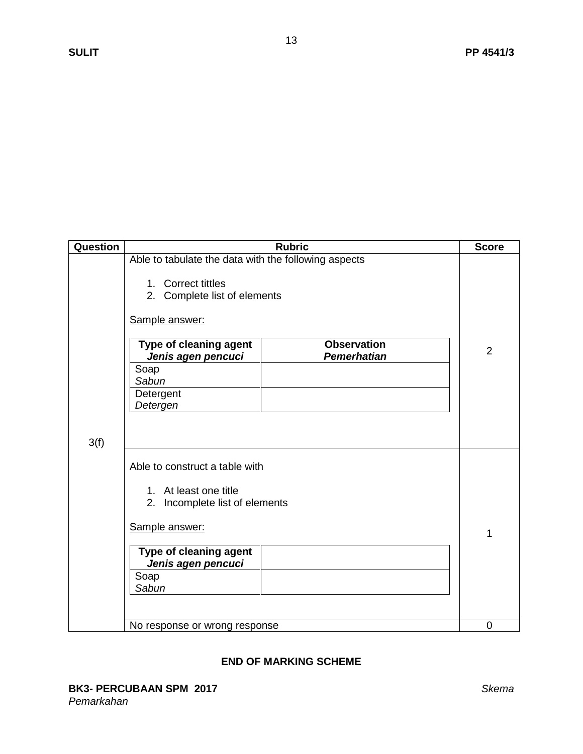| Question | Rubric | Score |
|---|---|---|
| 3(f) | Able to tabulate the data with the following aspects<br><br>1. Correct tittles<br>2. Complete list of elements<br><br><u>Sample answer:</u><br><br>Type of cleaning agent / ***Jenis agen pencuci*** \| Observation / ***Pemerhatian***<br>Soap / *Sabun* \|<br>Detergent / *Detergen* \| | 2 |
| | Able to construct a table with<br><br>1. At least one title<br>2. Incomplete list of elements<br><br><u>Sample answer:</u><br><br>Type of cleaning agent / ***Jenis agen pencuci*** \|<br>Soap / *Sabun* \| | 1 |
| | No response or wrong response | 0 |

Sample answer table (score 2):

| **Type of cleaning agent**<br>***Jenis agen pencuci*** | **Observation**<br>***Pemerhatian*** |
|---|---|
| Soap<br>*Sabun* | |
| Detergent<br>*Detergen* | |

Sample answer table (score 1):

| **Type of cleaning agent**<br>***Jenis agen pencuci*** | |
|---|---|
| Soap<br>*Sabun* | |

**END OF MARKING SCHEME**